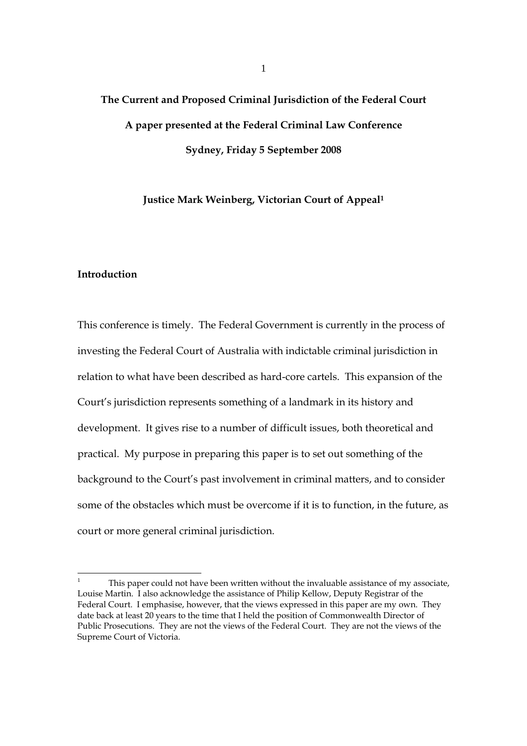# The Current and Proposed Criminal Jurisdiction of the Federal Court

**A paper presented at the Federal Criminal Law Conference**

**Sydney, Friday 5 September 2008**

**Justice Mark Weinberg, Victorian Court of Appeal**[1]

## Introduction

This conference is timely. The Federal Government is currently in the process of investing the Federal Court of Australia with indictable criminal jurisdiction in relation to what have been described as hard-core cartels. This expansion of the Court's jurisdiction represents something of a landmark in its history and development. It gives rise to a number of difficult issues, both theoretical and practical. My purpose in preparing this paper is to set out something of the background to the Court's past involvement in criminal matters, and to consider some of the obstacles which must be overcome if it is to function, in the future, as court or more general criminal jurisdiction.

---

[1] This paper could not have been written without the invaluable assistance of my associate, Louise Martin. I also acknowledge the assistance of Philip Kellow, Deputy Registrar of the Federal Court. I emphasise, however, that the views expressed in this paper are my own. They date back at least 20 years to the time that I held the position of Commonwealth Director of Public Prosecutions. They are not the views of the Federal Court. They are not the views of the Supreme Court of Victoria.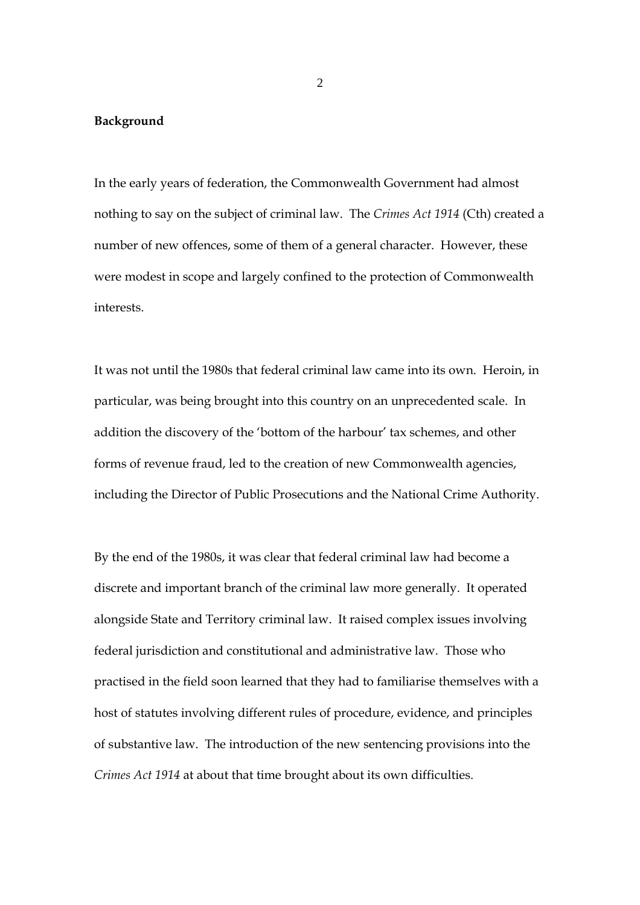**Background**

In the early years of federation, the Commonwealth Government had almost nothing to say on the subject of criminal law. The *Crimes Act 1914* (Cth) created a number of new offences, some of them of a general character. However, these were modest in scope and largely confined to the protection of Commonwealth interests.

It was not until the 1980s that federal criminal law came into its own. Heroin, in particular, was being brought into this country on an unprecedented scale. In addition the discovery of the 'bottom of the harbour' tax schemes, and other forms of revenue fraud, led to the creation of new Commonwealth agencies, including the Director of Public Prosecutions and the National Crime Authority.

By the end of the 1980s, it was clear that federal criminal law had become a discrete and important branch of the criminal law more generally. It operated alongside State and Territory criminal law. It raised complex issues involving federal jurisdiction and constitutional and administrative law. Those who practised in the field soon learned that they had to familiarise themselves with a host of statutes involving different rules of procedure, evidence, and principles of substantive law. The introduction of the new sentencing provisions into the *Crimes Act 1914* at about that time brought about its own difficulties.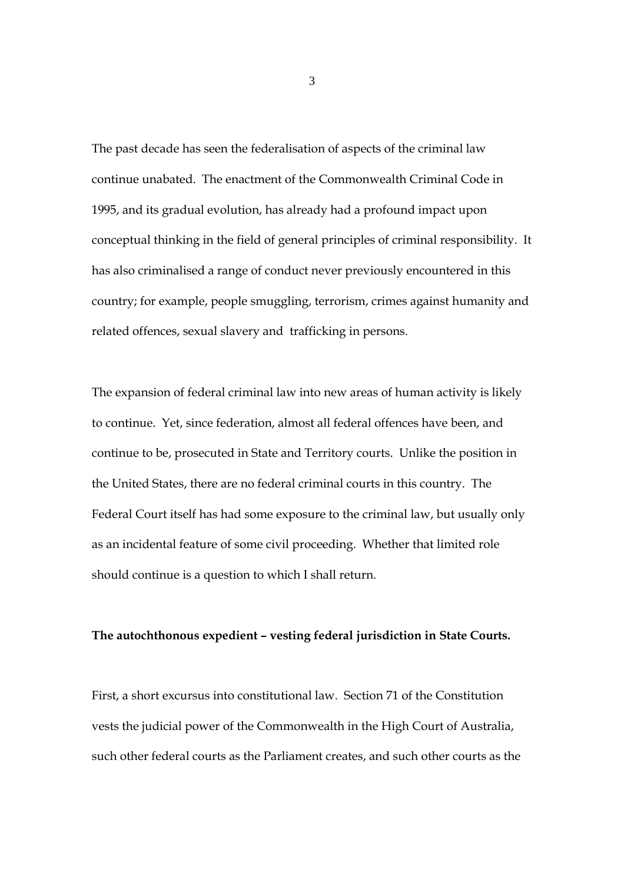The past decade has seen the federalisation of aspects of the criminal law continue unabated. The enactment of the Commonwealth Criminal Code in 1995, and its gradual evolution, has already had a profound impact upon conceptual thinking in the field of general principles of criminal responsibility. It has also criminalised a range of conduct never previously encountered in this country; for example, people smuggling, terrorism, crimes against humanity and related offences, sexual slavery and trafficking in persons.

The expansion of federal criminal law into new areas of human activity is likely to continue. Yet, since federation, almost all federal offences have been, and continue to be, prosecuted in State and Territory courts. Unlike the position in the United States, there are no federal criminal courts in this country. The Federal Court itself has had some exposure to the criminal law, but usually only as an incidental feature of some civil proceeding. Whether that limited role should continue is a question to which I shall return.

**The autochthonous expedient – vesting federal jurisdiction in State Courts.**

First, a short excursus into constitutional law. Section 71 of the Constitution vests the judicial power of the Commonwealth in the High Court of Australia, such other federal courts as the Parliament creates, and such other courts as the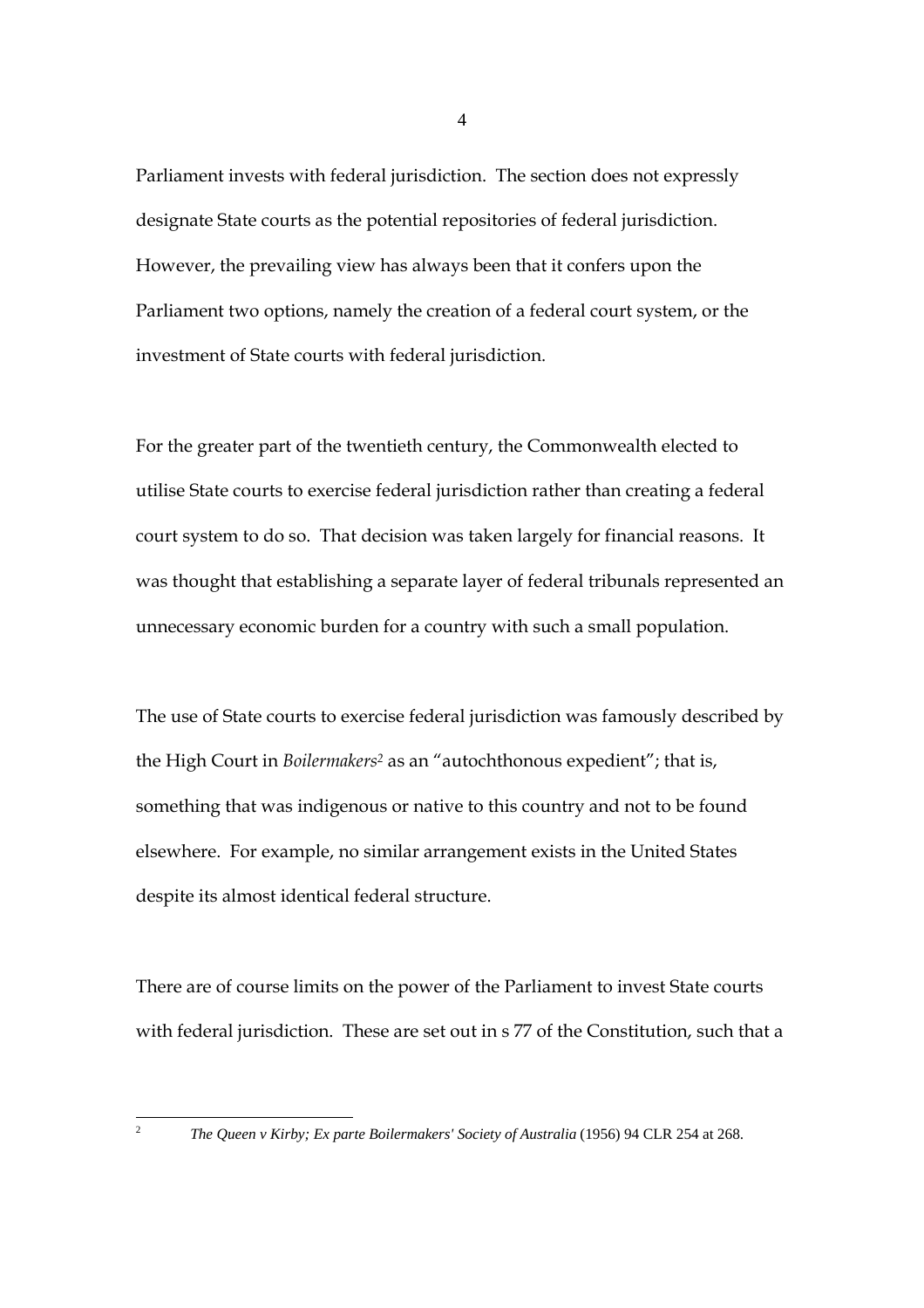Parliament invests with federal jurisdiction. The section does not expressly designate State courts as the potential repositories of federal jurisdiction. However, the prevailing view has always been that it confers upon the Parliament two options, namely the creation of a federal court system, or the investment of State courts with federal jurisdiction.

For the greater part of the twentieth century, the Commonwealth elected to utilise State courts to exercise federal jurisdiction rather than creating a federal court system to do so. That decision was taken largely for financial reasons. It was thought that establishing a separate layer of federal tribunals represented an unnecessary economic burden for a country with such a small population.

The use of State courts to exercise federal jurisdiction was famously described by the High Court in *Boilermakers*[2] as an "autochthonous expedient"; that is, something that was indigenous or native to this country and not to be found elsewhere. For example, no similar arrangement exists in the United States despite its almost identical federal structure.

There are of course limits on the power of the Parliament to invest State courts with federal jurisdiction. These are set out in s 77 of the Constitution, such that a

[2] *The Queen v Kirby; Ex parte Boilermakers' Society of Australia* (1956) 94 CLR 254 at 268.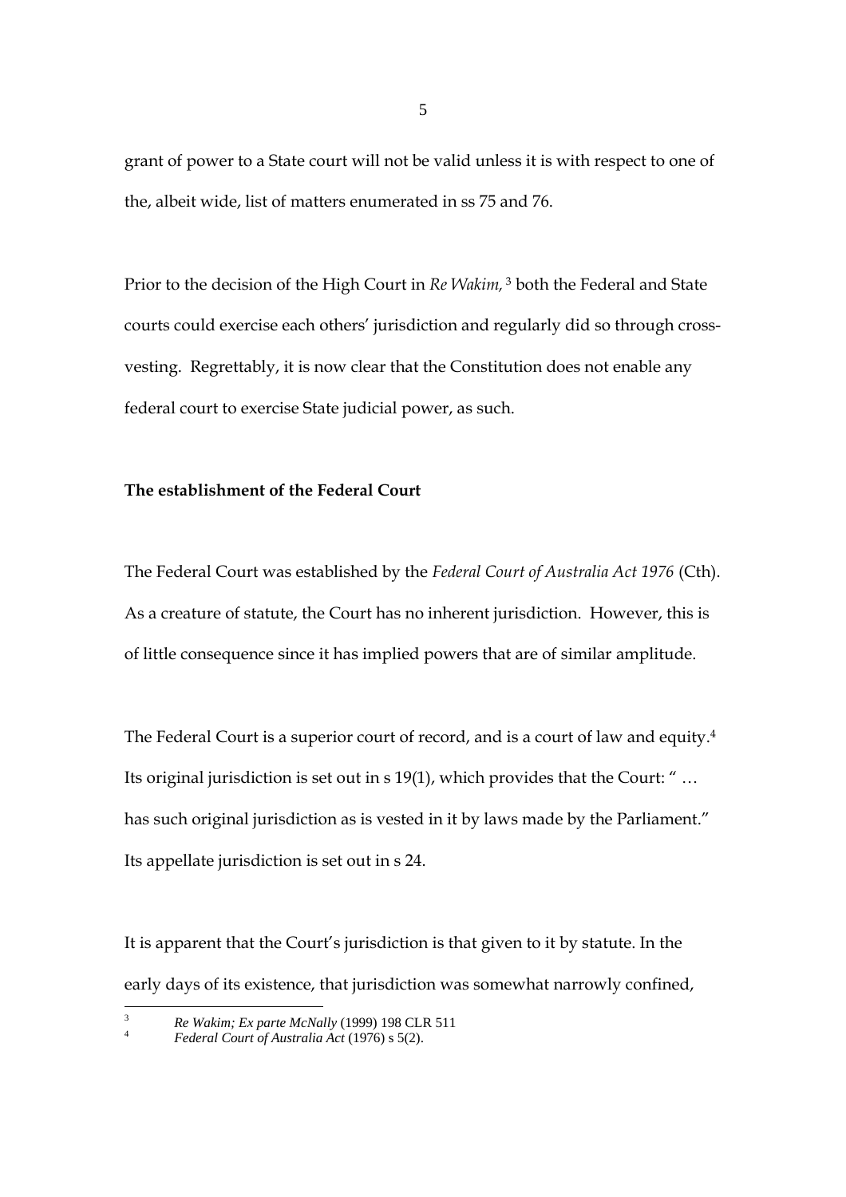grant of power to a State court will not be valid unless it is with respect to one of the, albeit wide, list of matters enumerated in ss 75 and 76.

Prior to the decision of the High Court in *Re Wakim,*[3] both the Federal and State courts could exercise each others' jurisdiction and regularly did so through cross-vesting. Regrettably, it is now clear that the Constitution does not enable any federal court to exercise State judicial power, as such.

**The establishment of the Federal Court**

The Federal Court was established by the *Federal Court of Australia Act 1976* (Cth). As a creature of statute, the Court has no inherent jurisdiction. However, this is of little consequence since it has implied powers that are of similar amplitude.

The Federal Court is a superior court of record, and is a court of law and equity.[4] Its original jurisdiction is set out in s 19(1), which provides that the Court: " … has such original jurisdiction as is vested in it by laws made by the Parliament." Its appellate jurisdiction is set out in s 24.

It is apparent that the Court's jurisdiction is that given to it by statute. In the early days of its existence, that jurisdiction was somewhat narrowly confined,

---

[3] *Re Wakim; Ex parte McNally* (1999) 198 CLR 511

[4] *Federal Court of Australia Act* (1976) s 5(2).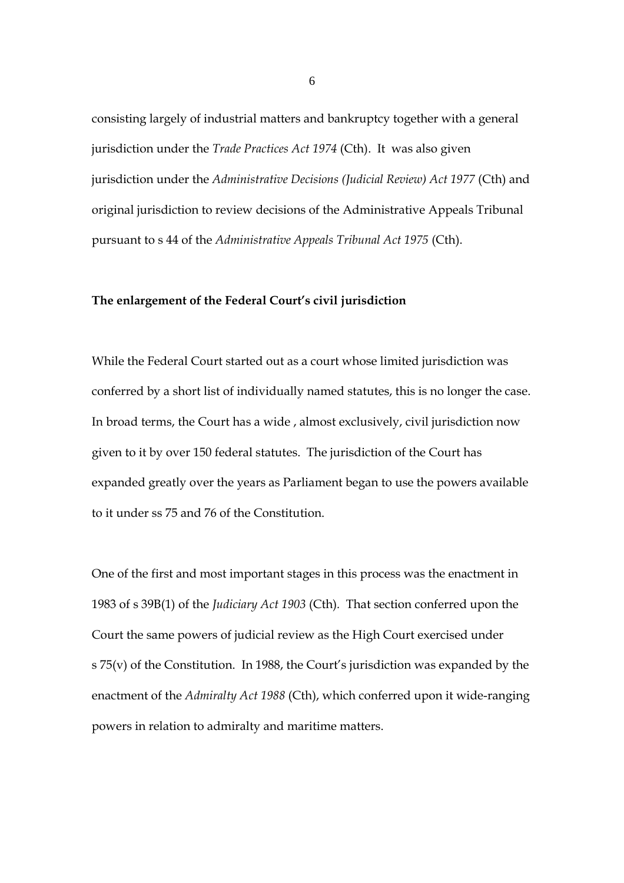consisting largely of industrial matters and bankruptcy together with a general jurisdiction under the *Trade Practices Act 1974* (Cth). It was also given jurisdiction under the *Administrative Decisions (Judicial Review) Act 1977* (Cth) and original jurisdiction to review decisions of the Administrative Appeals Tribunal pursuant to s 44 of the *Administrative Appeals Tribunal Act 1975* (Cth).

**The enlargement of the Federal Court's civil jurisdiction**

While the Federal Court started out as a court whose limited jurisdiction was conferred by a short list of individually named statutes, this is no longer the case. In broad terms, the Court has a wide , almost exclusively, civil jurisdiction now given to it by over 150 federal statutes. The jurisdiction of the Court has expanded greatly over the years as Parliament began to use the powers available to it under ss 75 and 76 of the Constitution.

One of the first and most important stages in this process was the enactment in 1983 of s 39B(1) of the *Judiciary Act 1903* (Cth). That section conferred upon the Court the same powers of judicial review as the High Court exercised under s 75(v) of the Constitution. In 1988, the Court's jurisdiction was expanded by the enactment of the *Admiralty Act 1988* (Cth), which conferred upon it wide-ranging powers in relation to admiralty and maritime matters.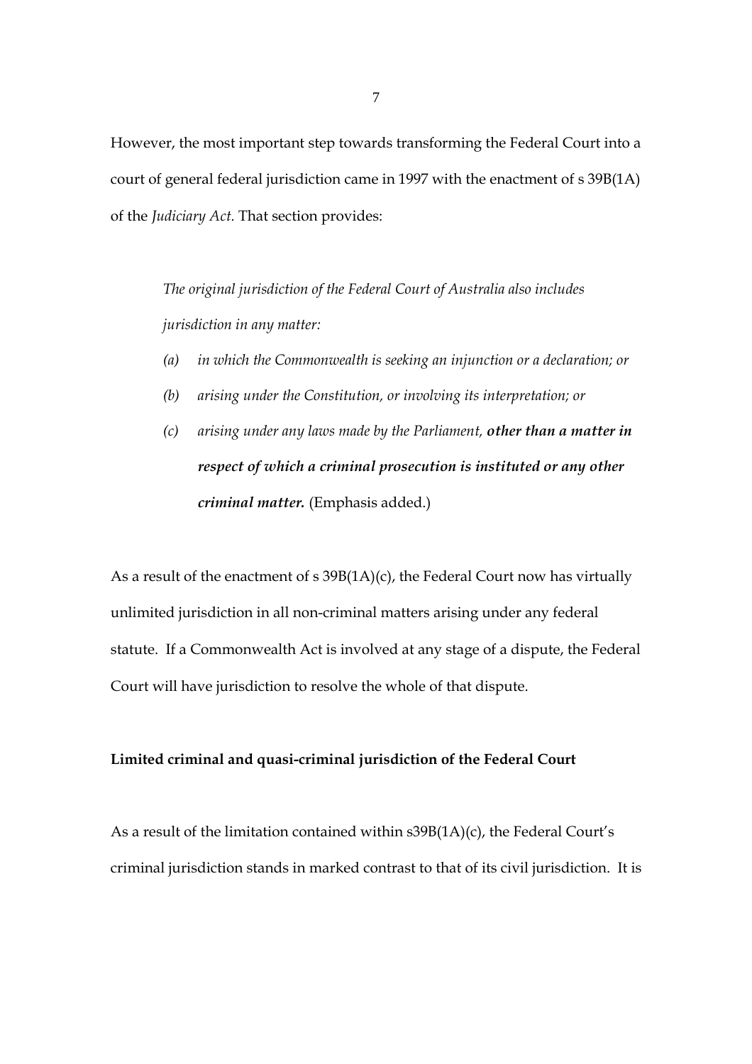However, the most important step towards transforming the Federal Court into a court of general federal jurisdiction came in 1997 with the enactment of s 39B(1A) of the *Judiciary Act.* That section provides:

> *The original jurisdiction of the Federal Court of Australia also includes jurisdiction in any matter:*
>
> *(a) in which the Commonwealth is seeking an injunction or a declaration; or*
>
> *(b) arising under the Constitution, or involving its interpretation; or*
>
> *(c) arising under any laws made by the Parliament,* ***other than a matter in respect of which a criminal prosecution is instituted or any other criminal matter.*** (Emphasis added.)

As a result of the enactment of s 39B(1A)(c), the Federal Court now has virtually unlimited jurisdiction in all non-criminal matters arising under any federal statute. If a Commonwealth Act is involved at any stage of a dispute, the Federal Court will have jurisdiction to resolve the whole of that dispute.

**Limited criminal and quasi-criminal jurisdiction of the Federal Court**

As a result of the limitation contained within s39B(1A)(c), the Federal Court's criminal jurisdiction stands in marked contrast to that of its civil jurisdiction. It is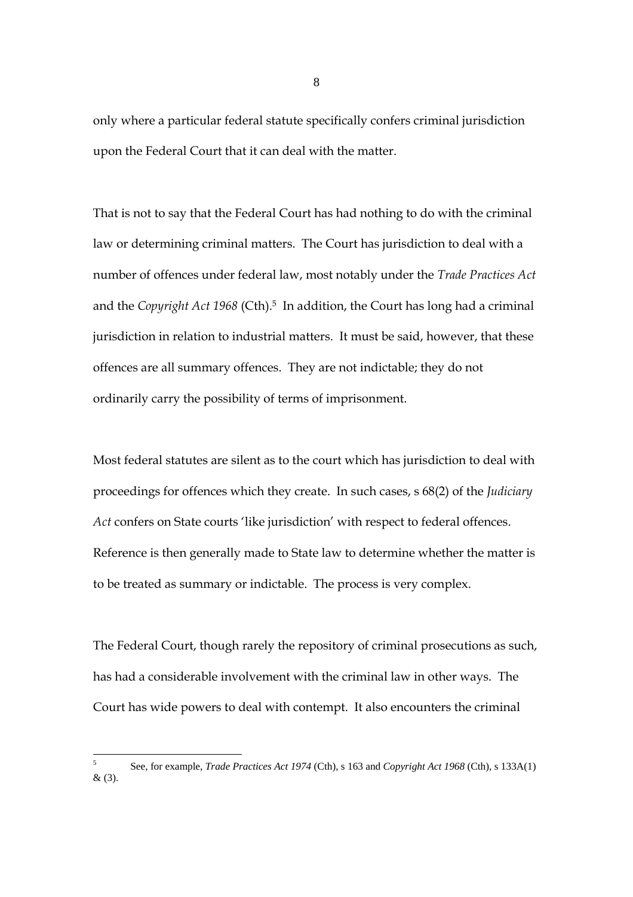only where a particular federal statute specifically confers criminal jurisdiction upon the Federal Court that it can deal with the matter.

That is not to say that the Federal Court has had nothing to do with the criminal law or determining criminal matters. The Court has jurisdiction to deal with a number of offences under federal law, most notably under the *Trade Practices Act* and the *Copyright Act 1968* (Cth).[5] In addition, the Court has long had a criminal jurisdiction in relation to industrial matters. It must be said, however, that these offences are all summary offences. They are not indictable; they do not ordinarily carry the possibility of terms of imprisonment.

Most federal statutes are silent as to the court which has jurisdiction to deal with proceedings for offences which they create. In such cases, s 68(2) of the *Judiciary Act* confers on State courts 'like jurisdiction' with respect to federal offences. Reference is then generally made to State law to determine whether the matter is to be treated as summary or indictable. The process is very complex.

The Federal Court, though rarely the repository of criminal prosecutions as such, has had a considerable involvement with the criminal law in other ways. The Court has wide powers to deal with contempt. It also encounters the criminal

---

[5] See, for example, *Trade Practices Act 1974* (Cth), s 163 and *Copyright Act 1968* (Cth), s 133A(1) & (3).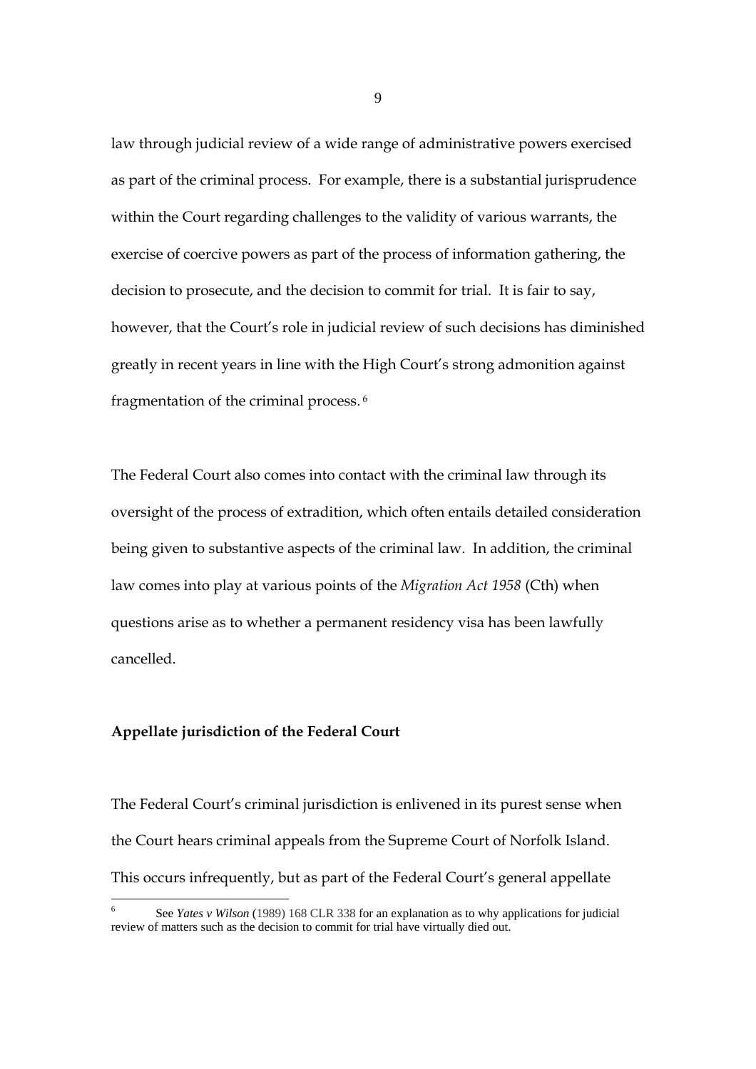law through judicial review of a wide range of administrative powers exercised as part of the criminal process. For example, there is a substantial jurisprudence within the Court regarding challenges to the validity of various warrants, the exercise of coercive powers as part of the process of information gathering, the decision to prosecute, and the decision to commit for trial. It is fair to say, however, that the Court's role in judicial review of such decisions has diminished greatly in recent years in line with the High Court's strong admonition against fragmentation of the criminal process.[6]

The Federal Court also comes into contact with the criminal law through its oversight of the process of extradition, which often entails detailed consideration being given to substantive aspects of the criminal law. In addition, the criminal law comes into play at various points of the *Migration Act 1958* (Cth) when questions arise as to whether a permanent residency visa has been lawfully cancelled.

**Appellate jurisdiction of the Federal Court**

The Federal Court's criminal jurisdiction is enlivened in its purest sense when the Court hears criminal appeals from the Supreme Court of Norfolk Island. This occurs infrequently, but as part of the Federal Court's general appellate

[6] See *Yates v Wilson* (1989) 168 CLR 338 for an explanation as to why applications for judicial review of matters such as the decision to commit for trial have virtually died out.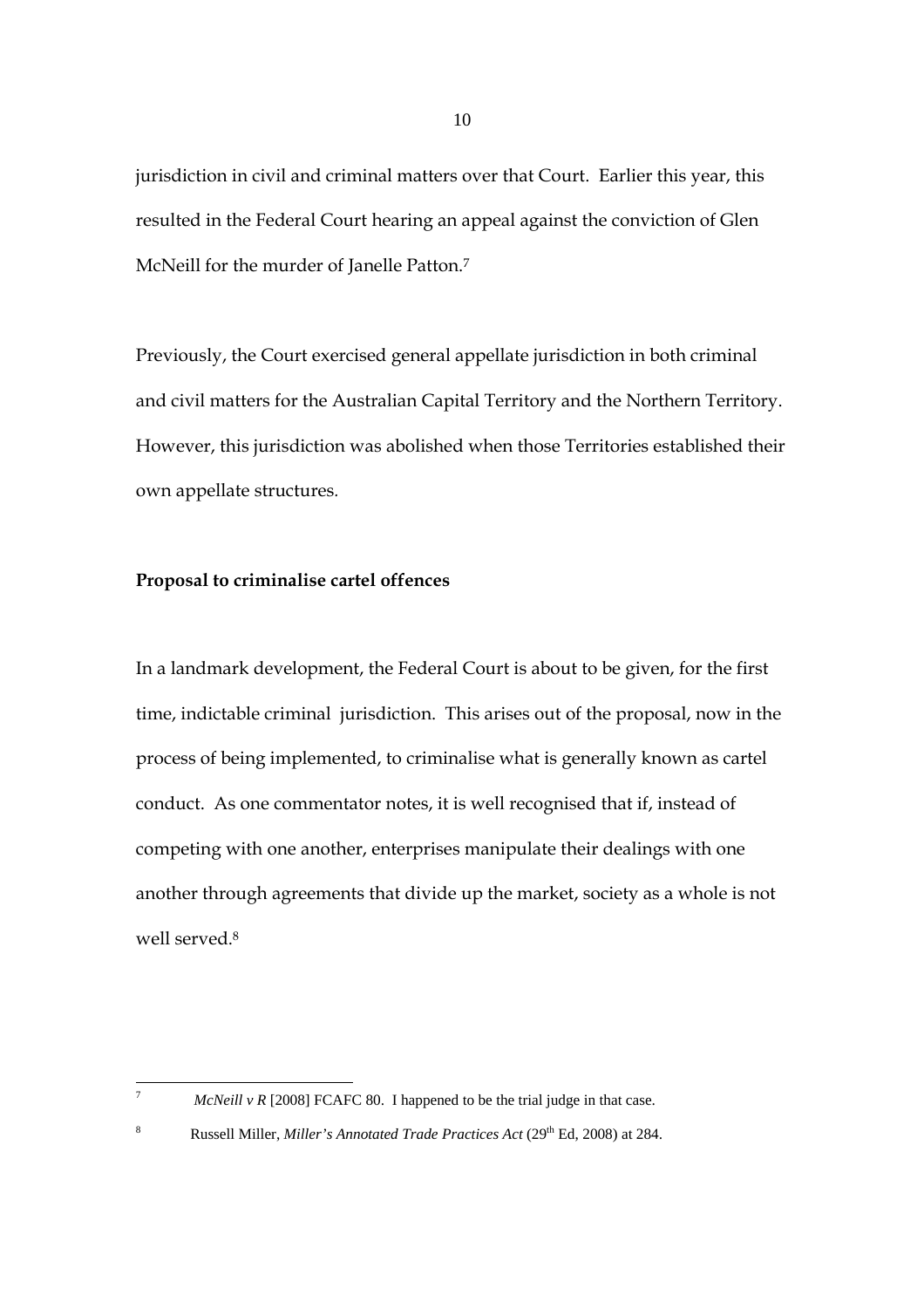jurisdiction in civil and criminal matters over that Court. Earlier this year, this resulted in the Federal Court hearing an appeal against the conviction of Glen McNeill for the murder of Janelle Patton.[7]

Previously, the Court exercised general appellate jurisdiction in both criminal and civil matters for the Australian Capital Territory and the Northern Territory. However, this jurisdiction was abolished when those Territories established their own appellate structures.

**Proposal to criminalise cartel offences**

In a landmark development, the Federal Court is about to be given, for the first time, indictable criminal jurisdiction. This arises out of the proposal, now in the process of being implemented, to criminalise what is generally known as cartel conduct. As one commentator notes, it is well recognised that if, instead of competing with one another, enterprises manipulate their dealings with one another through agreements that divide up the market, society as a whole is not well served.[8]

---

[7] *McNeill v R* [2008] FCAFC 80. I happened to be the trial judge in that case.

[8] Russell Miller, *Miller's Annotated Trade Practices Act* (29th Ed, 2008) at 284.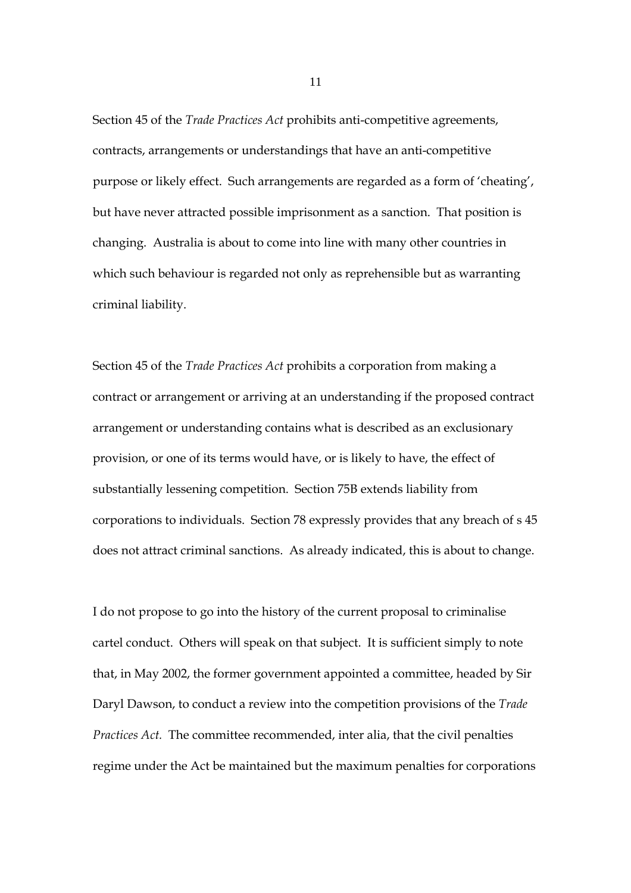Section 45 of the *Trade Practices Act* prohibits anti-competitive agreements, contracts, arrangements or understandings that have an anti-competitive purpose or likely effect. Such arrangements are regarded as a form of 'cheating', but have never attracted possible imprisonment as a sanction. That position is changing. Australia is about to come into line with many other countries in which such behaviour is regarded not only as reprehensible but as warranting criminal liability.

Section 45 of the *Trade Practices Act* prohibits a corporation from making a contract or arrangement or arriving at an understanding if the proposed contract arrangement or understanding contains what is described as an exclusionary provision, or one of its terms would have, or is likely to have, the effect of substantially lessening competition. Section 75B extends liability from corporations to individuals. Section 78 expressly provides that any breach of s 45 does not attract criminal sanctions. As already indicated, this is about to change.

I do not propose to go into the history of the current proposal to criminalise cartel conduct. Others will speak on that subject. It is sufficient simply to note that, in May 2002, the former government appointed a committee, headed by Sir Daryl Dawson, to conduct a review into the competition provisions of the *Trade Practices Act*. The committee recommended, inter alia, that the civil penalties regime under the Act be maintained but the maximum penalties for corporations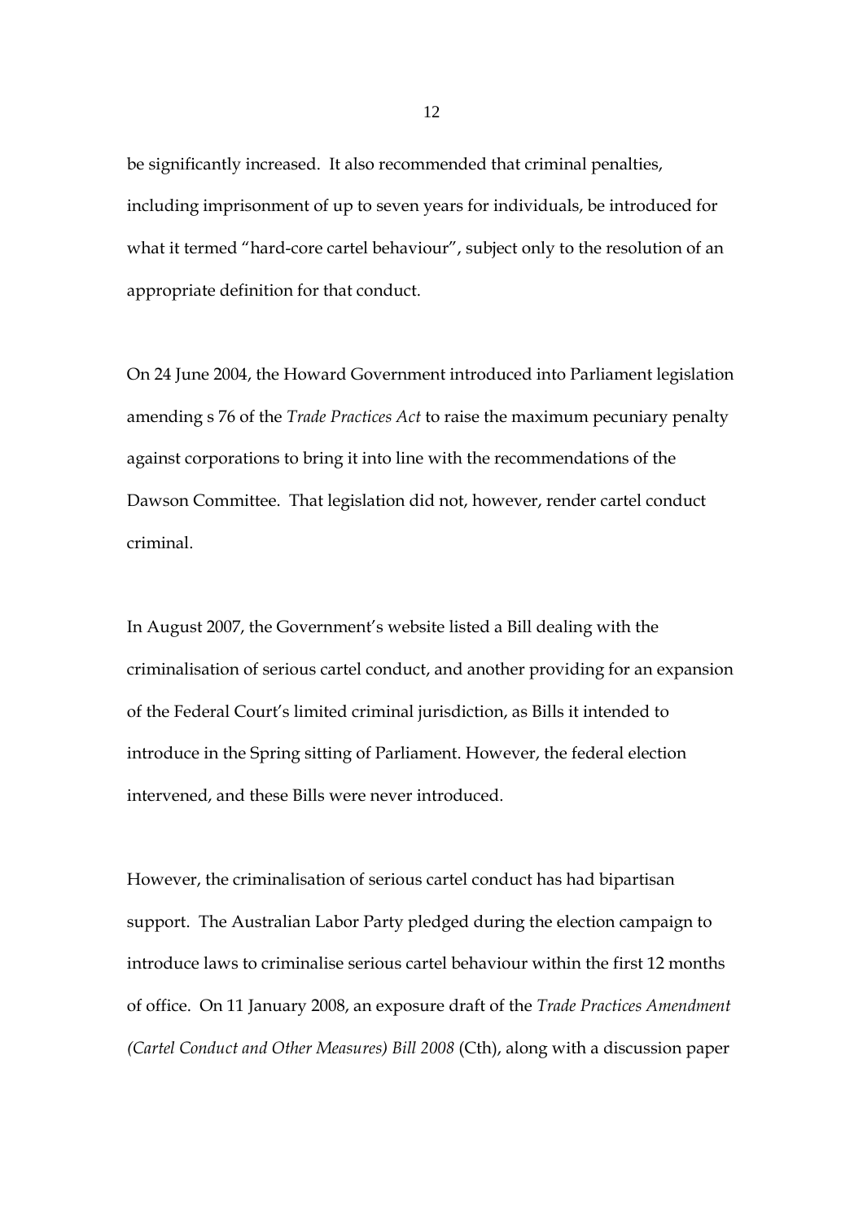be significantly increased. It also recommended that criminal penalties, including imprisonment of up to seven years for individuals, be introduced for what it termed "hard-core cartel behaviour", subject only to the resolution of an appropriate definition for that conduct.

On 24 June 2004, the Howard Government introduced into Parliament legislation amending s 76 of the *Trade Practices Act* to raise the maximum pecuniary penalty against corporations to bring it into line with the recommendations of the Dawson Committee. That legislation did not, however, render cartel conduct criminal.

In August 2007, the Government's website listed a Bill dealing with the criminalisation of serious cartel conduct, and another providing for an expansion of the Federal Court's limited criminal jurisdiction, as Bills it intended to introduce in the Spring sitting of Parliament. However, the federal election intervened, and these Bills were never introduced.

However, the criminalisation of serious cartel conduct has had bipartisan support. The Australian Labor Party pledged during the election campaign to introduce laws to criminalise serious cartel behaviour within the first 12 months of office. On 11 January 2008, an exposure draft of the *Trade Practices Amendment (Cartel Conduct and Other Measures) Bill 2008* (Cth), along with a discussion paper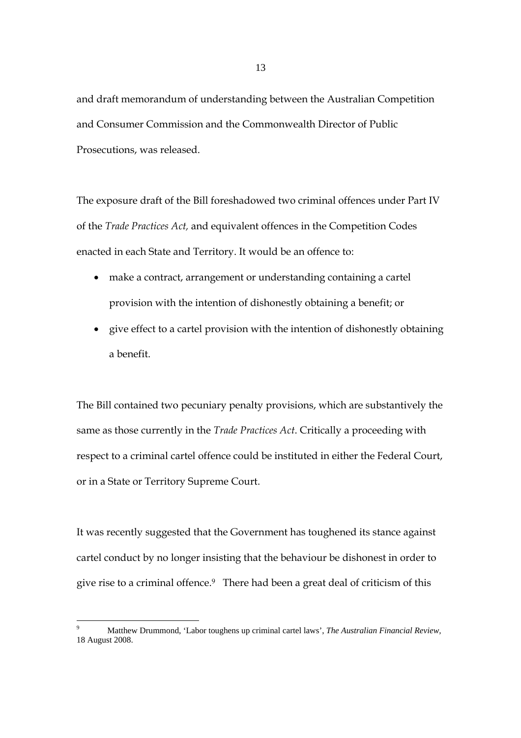and draft memorandum of understanding between the Australian Competition and Consumer Commission and the Commonwealth Director of Public Prosecutions, was released.

The exposure draft of the Bill foreshadowed two criminal offences under Part IV of the *Trade Practices Act,* and equivalent offences in the Competition Codes enacted in each State and Territory. It would be an offence to:

- make a contract, arrangement or understanding containing a cartel provision with the intention of dishonestly obtaining a benefit; or
- give effect to a cartel provision with the intention of dishonestly obtaining a benefit.

The Bill contained two pecuniary penalty provisions, which are substantively the same as those currently in the *Trade Practices Act*. Critically a proceeding with respect to a criminal cartel offence could be instituted in either the Federal Court, or in a State or Territory Supreme Court.

It was recently suggested that the Government has toughened its stance against cartel conduct by no longer insisting that the behaviour be dishonest in order to give rise to a criminal offence.[9] There had been a great deal of criticism of this

---

[9] Matthew Drummond, 'Labor toughens up criminal cartel laws', *The Australian Financial Review*, 18 August 2008.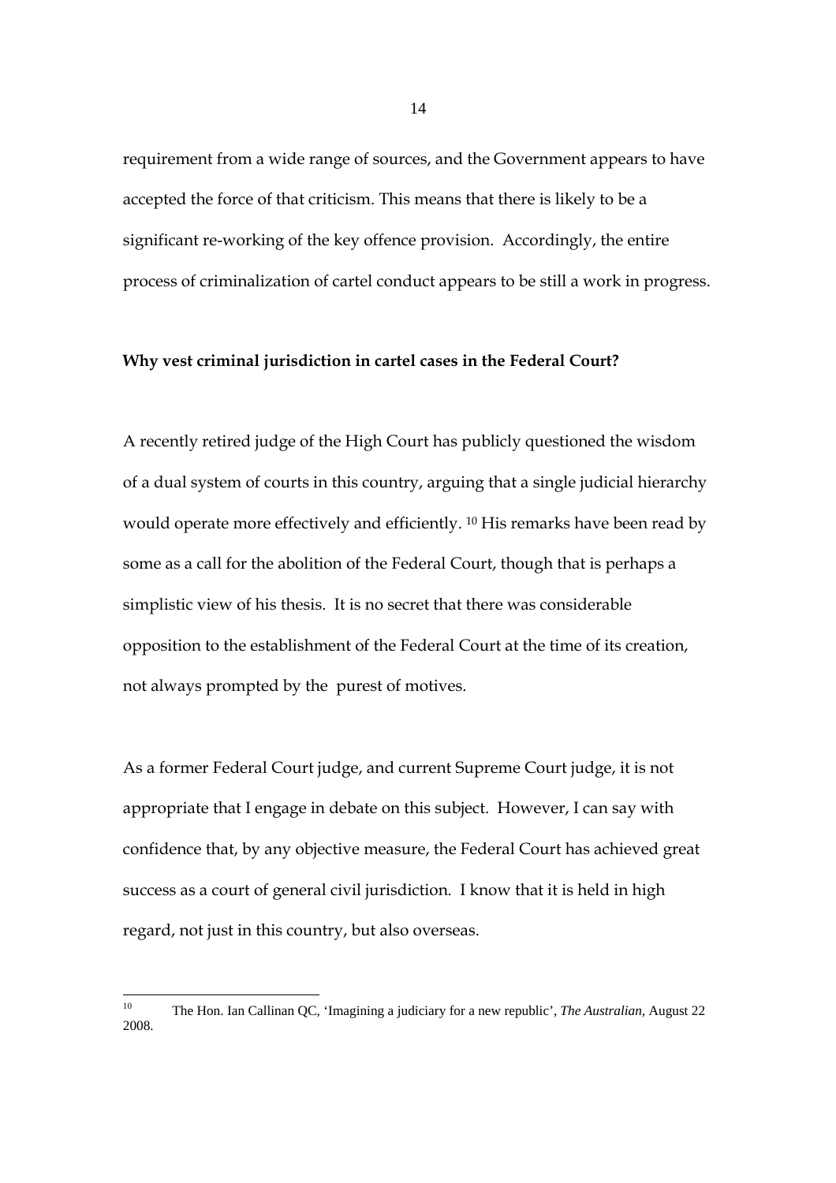requirement from a wide range of sources, and the Government appears to have accepted the force of that criticism. This means that there is likely to be a significant re-working of the key offence provision. Accordingly, the entire process of criminalization of cartel conduct appears to be still a work in progress.

**Why vest criminal jurisdiction in cartel cases in the Federal Court?**

A recently retired judge of the High Court has publicly questioned the wisdom of a dual system of courts in this country, arguing that a single judicial hierarchy would operate more effectively and efficiently. [10] His remarks have been read by some as a call for the abolition of the Federal Court, though that is perhaps a simplistic view of his thesis. It is no secret that there was considerable opposition to the establishment of the Federal Court at the time of its creation, not always prompted by the purest of motives.

As a former Federal Court judge, and current Supreme Court judge, it is not appropriate that I engage in debate on this subject. However, I can say with confidence that, by any objective measure, the Federal Court has achieved great success as a court of general civil jurisdiction. I know that it is held in high regard, not just in this country, but also overseas.

---

[10] The Hon. Ian Callinan QC, 'Imagining a judiciary for a new republic', *The Australian*, August 22 2008.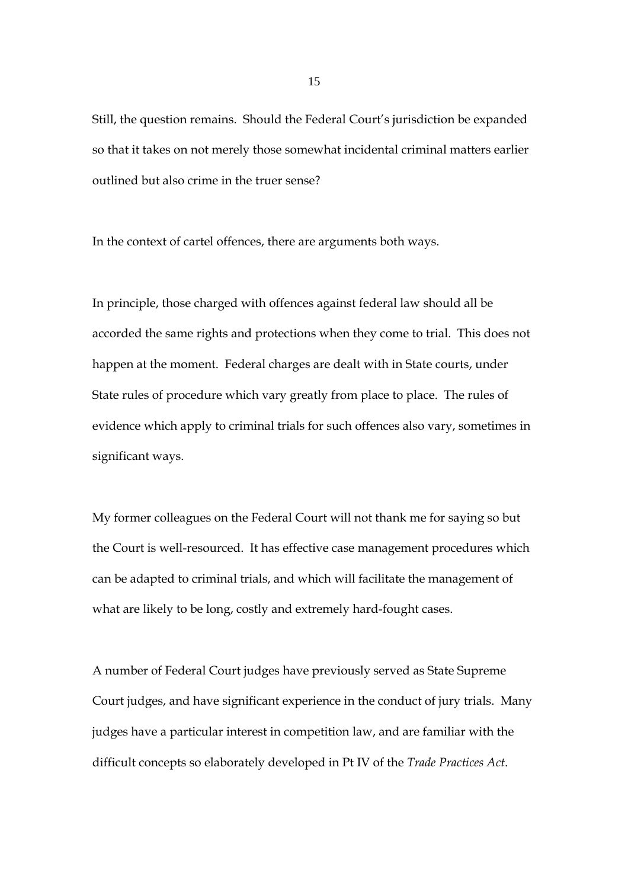Still, the question remains. Should the Federal Court's jurisdiction be expanded so that it takes on not merely those somewhat incidental criminal matters earlier outlined but also crime in the truer sense?

In the context of cartel offences, there are arguments both ways.

In principle, those charged with offences against federal law should all be accorded the same rights and protections when they come to trial. This does not happen at the moment. Federal charges are dealt with in State courts, under State rules of procedure which vary greatly from place to place. The rules of evidence which apply to criminal trials for such offences also vary, sometimes in significant ways.

My former colleagues on the Federal Court will not thank me for saying so but the Court is well-resourced. It has effective case management procedures which can be adapted to criminal trials, and which will facilitate the management of what are likely to be long, costly and extremely hard-fought cases.

A number of Federal Court judges have previously served as State Supreme Court judges, and have significant experience in the conduct of jury trials. Many judges have a particular interest in competition law, and are familiar with the difficult concepts so elaborately developed in Pt IV of the *Trade Practices Act*.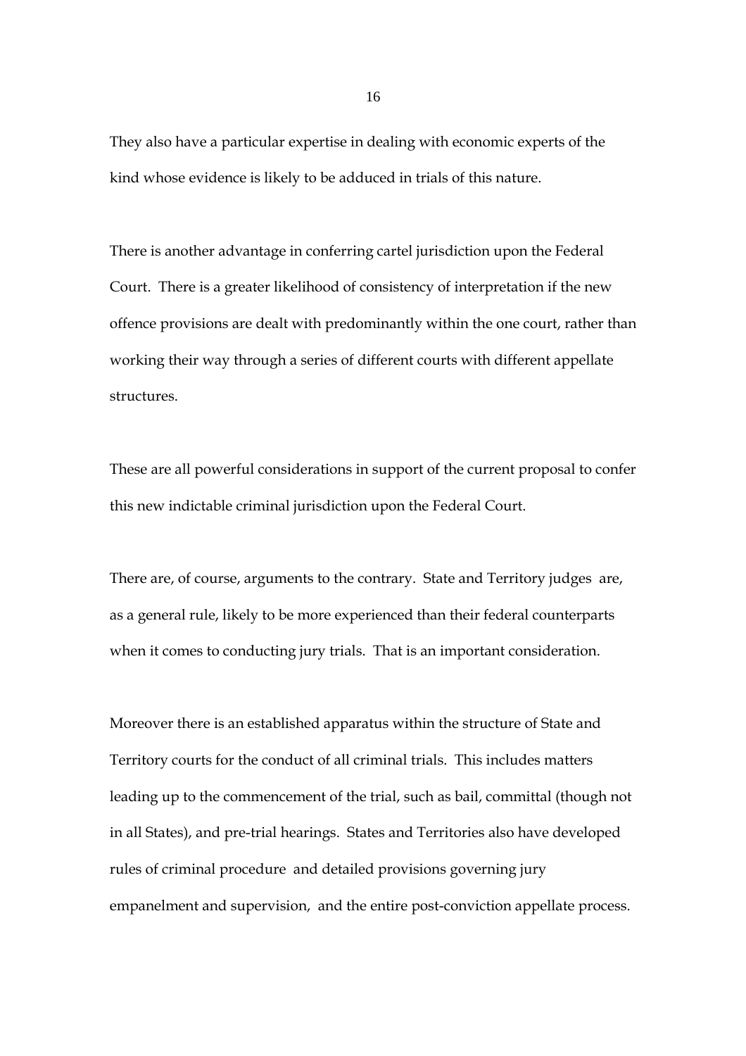They also have a particular expertise in dealing with economic experts of the kind whose evidence is likely to be adduced in trials of this nature.

There is another advantage in conferring cartel jurisdiction upon the Federal Court. There is a greater likelihood of consistency of interpretation if the new offence provisions are dealt with predominantly within the one court, rather than working their way through a series of different courts with different appellate structures.

These are all powerful considerations in support of the current proposal to confer this new indictable criminal jurisdiction upon the Federal Court.

There are, of course, arguments to the contrary. State and Territory judges are, as a general rule, likely to be more experienced than their federal counterparts when it comes to conducting jury trials. That is an important consideration.

Moreover there is an established apparatus within the structure of State and Territory courts for the conduct of all criminal trials. This includes matters leading up to the commencement of the trial, such as bail, committal (though not in all States), and pre-trial hearings. States and Territories also have developed rules of criminal procedure and detailed provisions governing jury empanelment and supervision, and the entire post-conviction appellate process.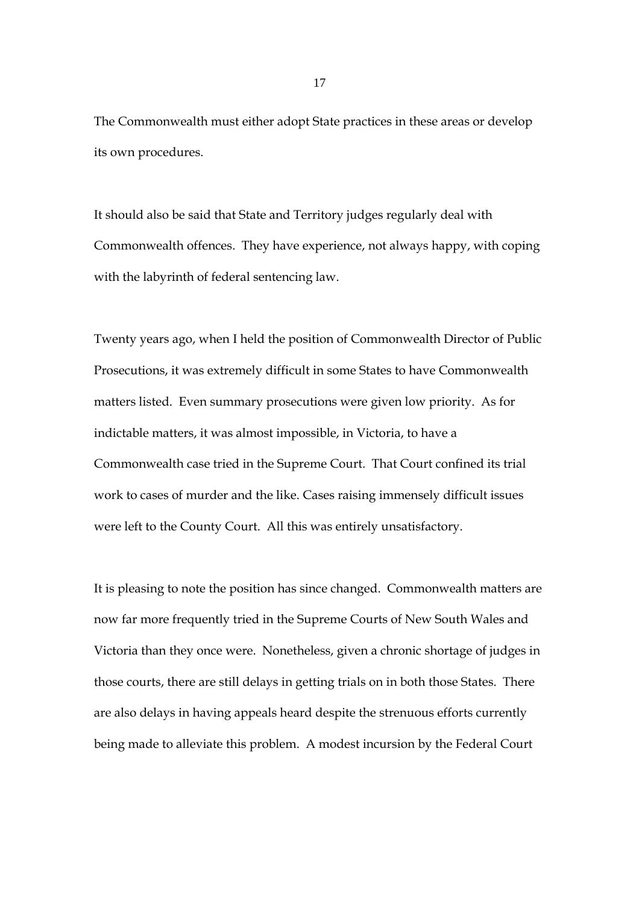The Commonwealth must either adopt State practices in these areas or develop its own procedures.

It should also be said that State and Territory judges regularly deal with Commonwealth offences. They have experience, not always happy, with coping with the labyrinth of federal sentencing law.

Twenty years ago, when I held the position of Commonwealth Director of Public Prosecutions, it was extremely difficult in some States to have Commonwealth matters listed. Even summary prosecutions were given low priority. As for indictable matters, it was almost impossible, in Victoria, to have a Commonwealth case tried in the Supreme Court. That Court confined its trial work to cases of murder and the like. Cases raising immensely difficult issues were left to the County Court. All this was entirely unsatisfactory.

It is pleasing to note the position has since changed. Commonwealth matters are now far more frequently tried in the Supreme Courts of New South Wales and Victoria than they once were. Nonetheless, given a chronic shortage of judges in those courts, there are still delays in getting trials on in both those States. There are also delays in having appeals heard despite the strenuous efforts currently being made to alleviate this problem. A modest incursion by the Federal Court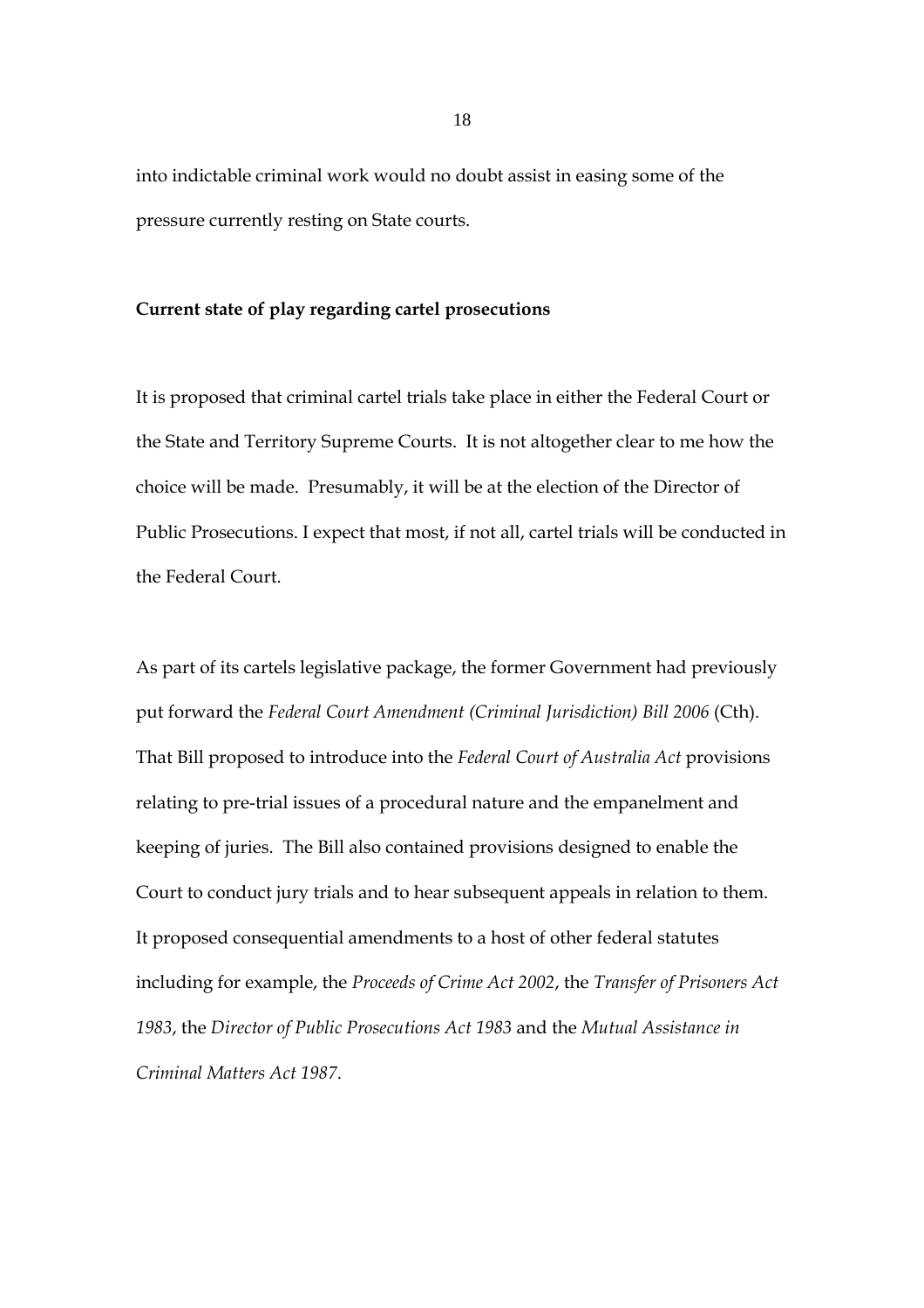into indictable criminal work would no doubt assist in easing some of the pressure currently resting on State courts.

**Current state of play regarding cartel prosecutions**

It is proposed that criminal cartel trials take place in either the Federal Court or the State and Territory Supreme Courts. It is not altogether clear to me how the choice will be made. Presumably, it will be at the election of the Director of Public Prosecutions. I expect that most, if not all, cartel trials will be conducted in the Federal Court.

As part of its cartels legislative package, the former Government had previously put forward the *Federal Court Amendment (Criminal Jurisdiction) Bill 2006* (Cth). That Bill proposed to introduce into the *Federal Court of Australia Act* provisions relating to pre-trial issues of a procedural nature and the empanelment and keeping of juries. The Bill also contained provisions designed to enable the Court to conduct jury trials and to hear subsequent appeals in relation to them. It proposed consequential amendments to a host of other federal statutes including for example, the *Proceeds of Crime Act 2002*, the *Transfer of Prisoners Act 1983*, the *Director of Public Prosecutions Act 1983* and the *Mutual Assistance in Criminal Matters Act 1987*.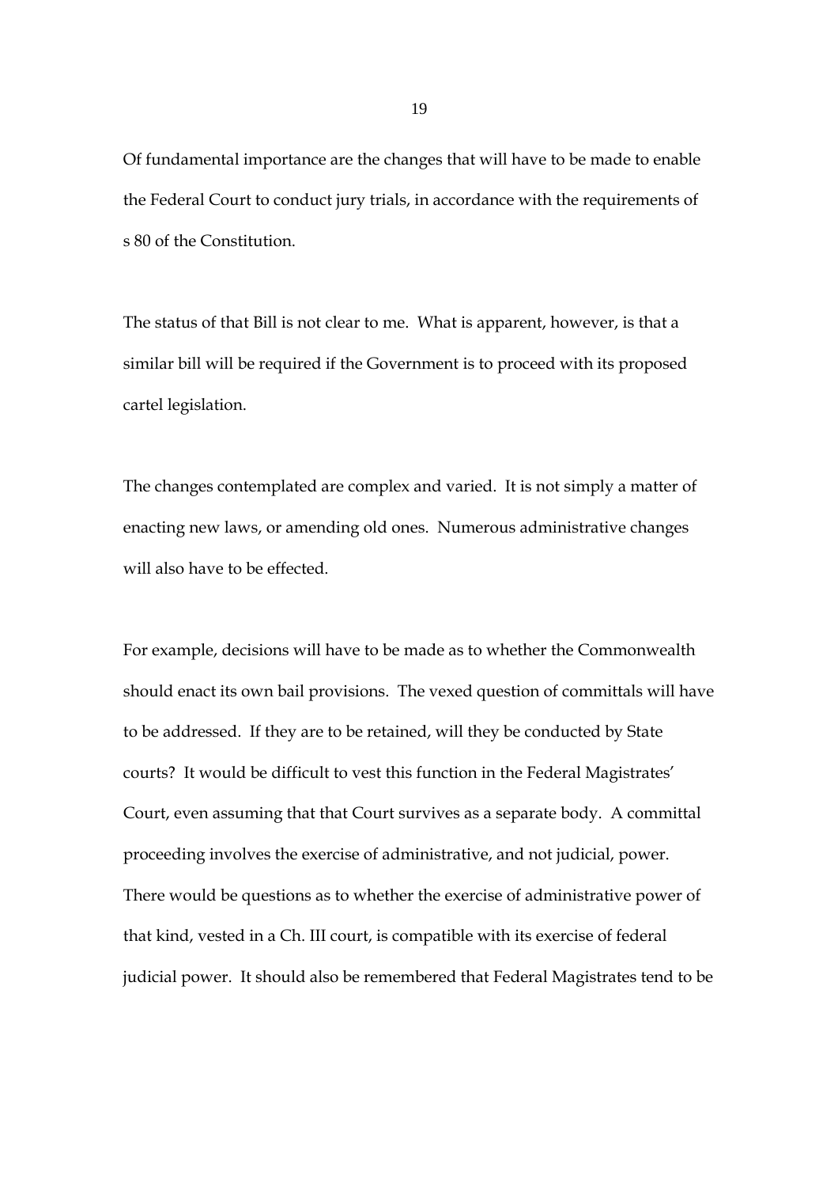Of fundamental importance are the changes that will have to be made to enable the Federal Court to conduct jury trials, in accordance with the requirements of s 80 of the Constitution.

The status of that Bill is not clear to me. What is apparent, however, is that a similar bill will be required if the Government is to proceed with its proposed cartel legislation.

The changes contemplated are complex and varied. It is not simply a matter of enacting new laws, or amending old ones. Numerous administrative changes will also have to be effected.

For example, decisions will have to be made as to whether the Commonwealth should enact its own bail provisions. The vexed question of committals will have to be addressed. If they are to be retained, will they be conducted by State courts? It would be difficult to vest this function in the Federal Magistrates' Court, even assuming that that Court survives as a separate body. A committal proceeding involves the exercise of administrative, and not judicial, power. There would be questions as to whether the exercise of administrative power of that kind, vested in a Ch. III court, is compatible with its exercise of federal judicial power. It should also be remembered that Federal Magistrates tend to be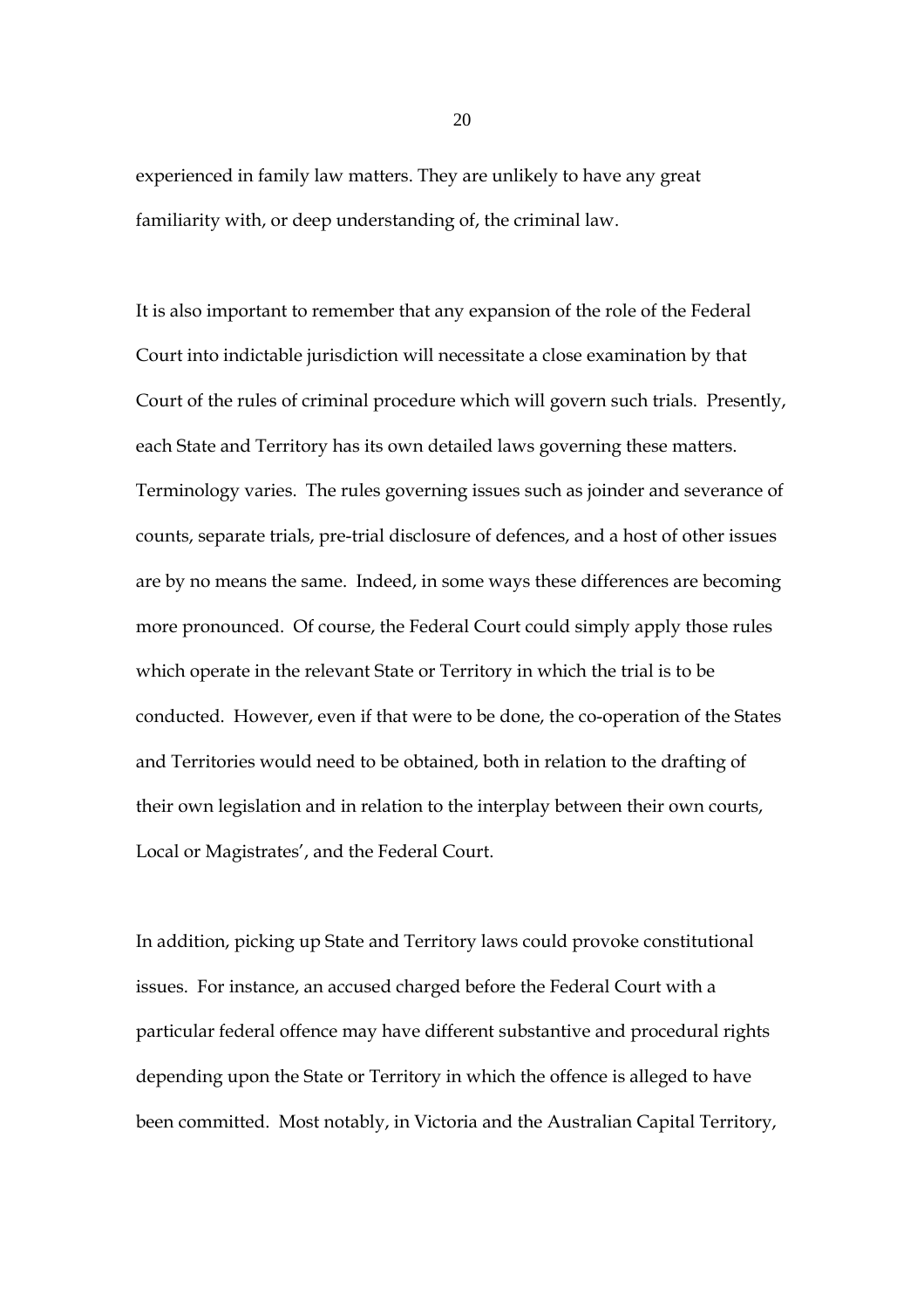experienced in family law matters. They are unlikely to have any great familiarity with, or deep understanding of, the criminal law.

It is also important to remember that any expansion of the role of the Federal Court into indictable jurisdiction will necessitate a close examination by that Court of the rules of criminal procedure which will govern such trials. Presently, each State and Territory has its own detailed laws governing these matters. Terminology varies. The rules governing issues such as joinder and severance of counts, separate trials, pre-trial disclosure of defences, and a host of other issues are by no means the same. Indeed, in some ways these differences are becoming more pronounced. Of course, the Federal Court could simply apply those rules which operate in the relevant State or Territory in which the trial is to be conducted. However, even if that were to be done, the co-operation of the States and Territories would need to be obtained, both in relation to the drafting of their own legislation and in relation to the interplay between their own courts, Local or Magistrates', and the Federal Court.

In addition, picking up State and Territory laws could provoke constitutional issues. For instance, an accused charged before the Federal Court with a particular federal offence may have different substantive and procedural rights depending upon the State or Territory in which the offence is alleged to have been committed. Most notably, in Victoria and the Australian Capital Territory,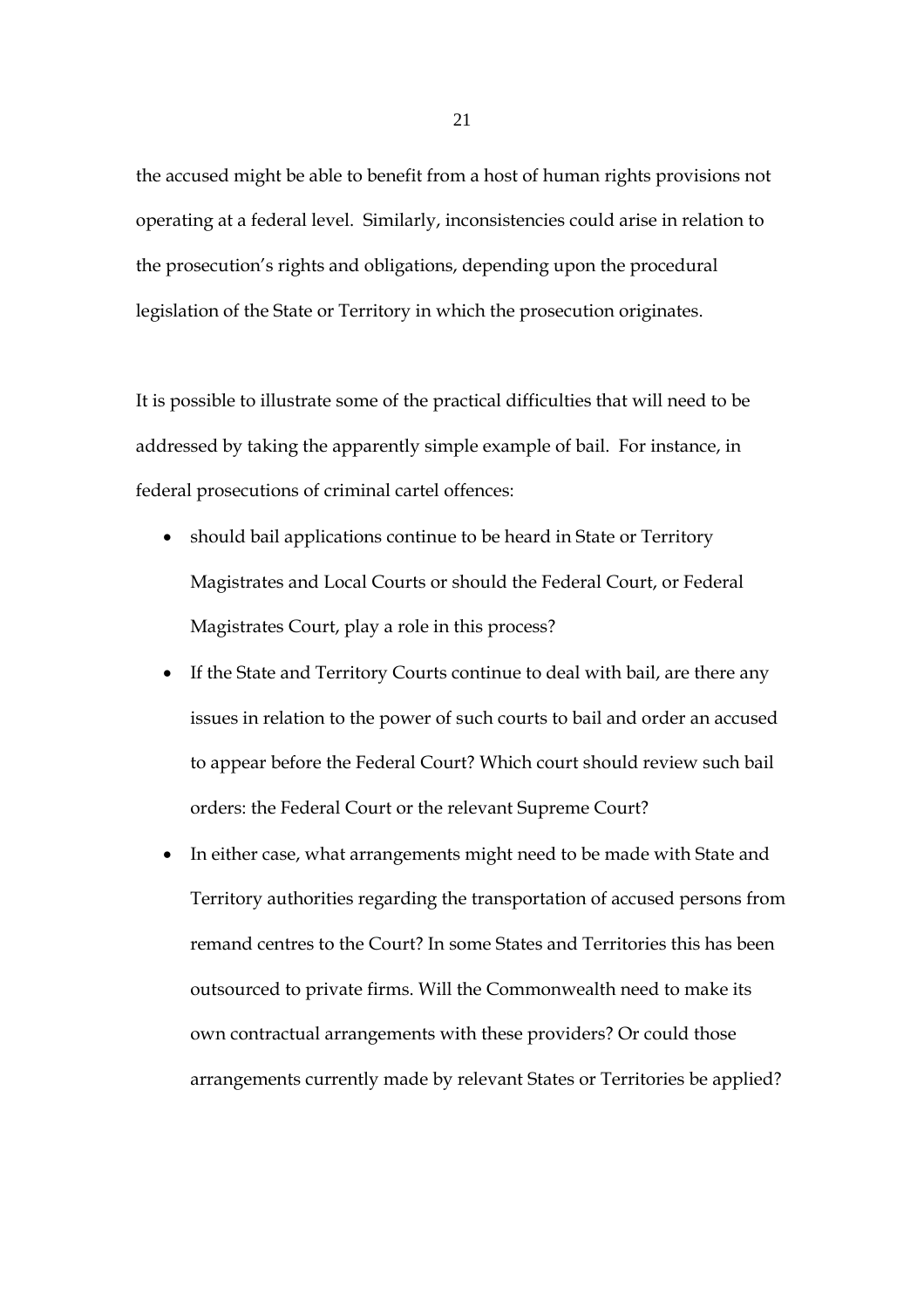the accused might be able to benefit from a host of human rights provisions not operating at a federal level. Similarly, inconsistencies could arise in relation to the prosecution's rights and obligations, depending upon the procedural legislation of the State or Territory in which the prosecution originates.

It is possible to illustrate some of the practical difficulties that will need to be addressed by taking the apparently simple example of bail. For instance, in federal prosecutions of criminal cartel offences:

- should bail applications continue to be heard in State or Territory Magistrates and Local Courts or should the Federal Court, or Federal Magistrates Court, play a role in this process?
- If the State and Territory Courts continue to deal with bail, are there any issues in relation to the power of such courts to bail and order an accused to appear before the Federal Court? Which court should review such bail orders: the Federal Court or the relevant Supreme Court?
- In either case, what arrangements might need to be made with State and Territory authorities regarding the transportation of accused persons from remand centres to the Court? In some States and Territories this has been outsourced to private firms. Will the Commonwealth need to make its own contractual arrangements with these providers? Or could those arrangements currently made by relevant States or Territories be applied?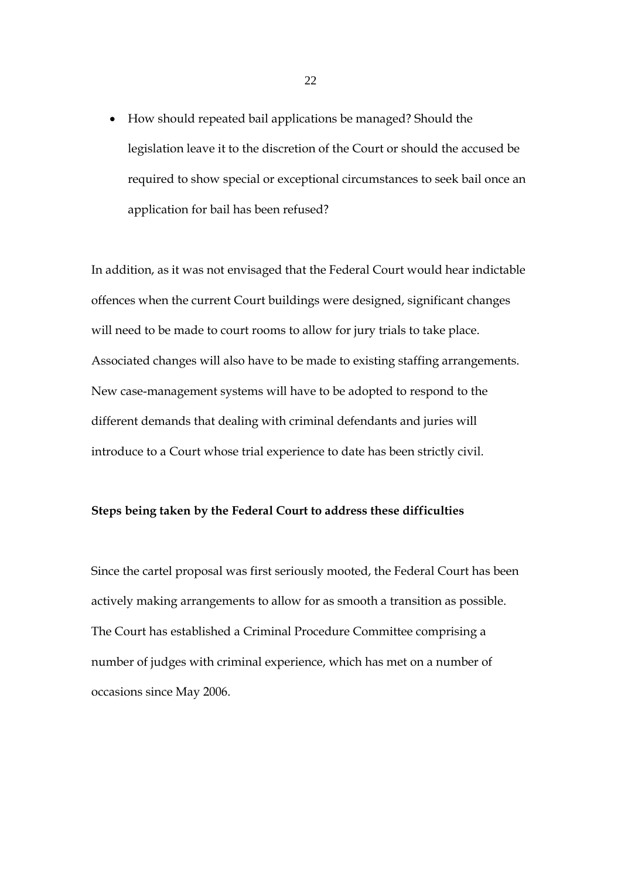- How should repeated bail applications be managed? Should the legislation leave it to the discretion of the Court or should the accused be required to show special or exceptional circumstances to seek bail once an application for bail has been refused?

In addition, as it was not envisaged that the Federal Court would hear indictable offences when the current Court buildings were designed, significant changes will need to be made to court rooms to allow for jury trials to take place. Associated changes will also have to be made to existing staffing arrangements. New case-management systems will have to be adopted to respond to the different demands that dealing with criminal defendants and juries will introduce to a Court whose trial experience to date has been strictly civil.

**Steps being taken by the Federal Court to address these difficulties**

Since the cartel proposal was first seriously mooted, the Federal Court has been actively making arrangements to allow for as smooth a transition as possible. The Court has established a Criminal Procedure Committee comprising a number of judges with criminal experience, which has met on a number of occasions since May 2006.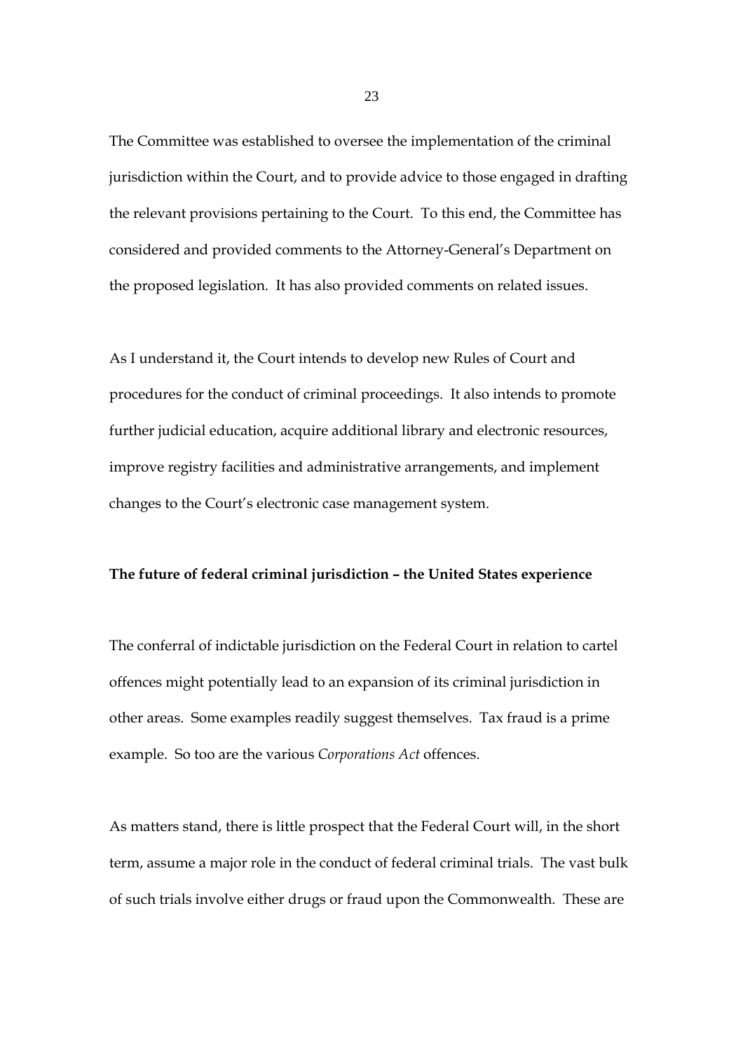The Committee was established to oversee the implementation of the criminal jurisdiction within the Court, and to provide advice to those engaged in drafting the relevant provisions pertaining to the Court. To this end, the Committee has considered and provided comments to the Attorney-General's Department on the proposed legislation. It has also provided comments on related issues.

As I understand it, the Court intends to develop new Rules of Court and procedures for the conduct of criminal proceedings. It also intends to promote further judicial education, acquire additional library and electronic resources, improve registry facilities and administrative arrangements, and implement changes to the Court's electronic case management system.

**The future of federal criminal jurisdiction – the United States experience**

The conferral of indictable jurisdiction on the Federal Court in relation to cartel offences might potentially lead to an expansion of its criminal jurisdiction in other areas. Some examples readily suggest themselves. Tax fraud is a prime example. So too are the various *Corporations Act* offences.

As matters stand, there is little prospect that the Federal Court will, in the short term, assume a major role in the conduct of federal criminal trials. The vast bulk of such trials involve either drugs or fraud upon the Commonwealth. These are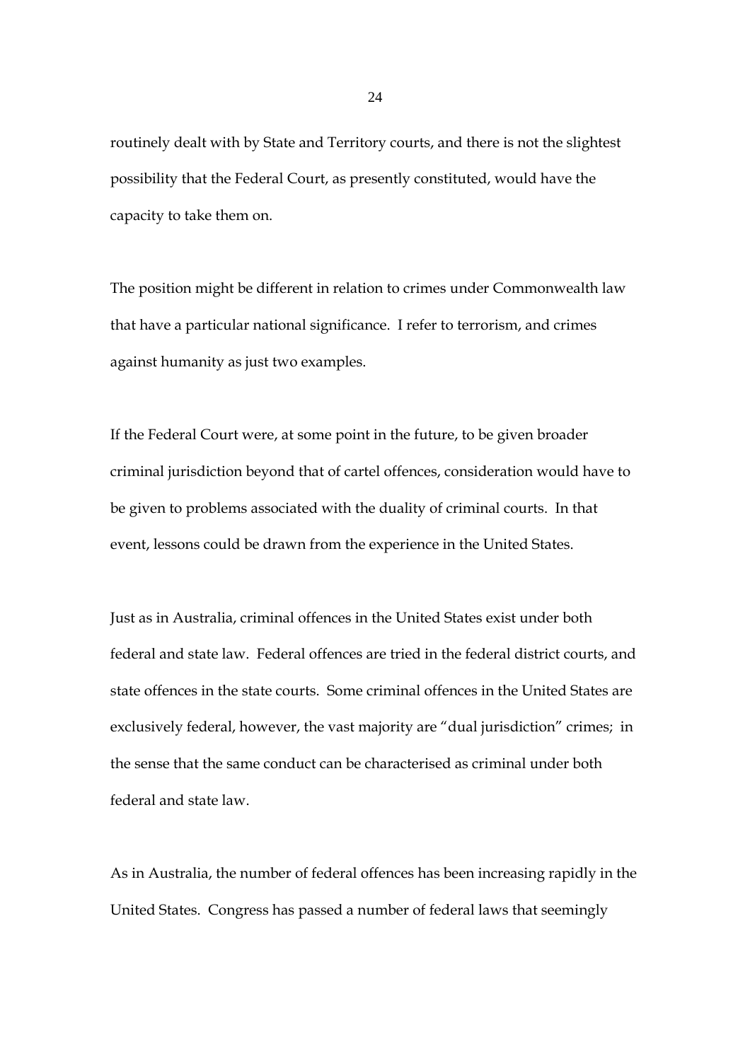routinely dealt with by State and Territory courts, and there is not the slightest possibility that the Federal Court, as presently constituted, would have the capacity to take them on.

The position might be different in relation to crimes under Commonwealth law that have a particular national significance. I refer to terrorism, and crimes against humanity as just two examples.

If the Federal Court were, at some point in the future, to be given broader criminal jurisdiction beyond that of cartel offences, consideration would have to be given to problems associated with the duality of criminal courts. In that event, lessons could be drawn from the experience in the United States.

Just as in Australia, criminal offences in the United States exist under both federal and state law. Federal offences are tried in the federal district courts, and state offences in the state courts. Some criminal offences in the United States are exclusively federal, however, the vast majority are "dual jurisdiction" crimes; in the sense that the same conduct can be characterised as criminal under both federal and state law.

As in Australia, the number of federal offences has been increasing rapidly in the United States. Congress has passed a number of federal laws that seemingly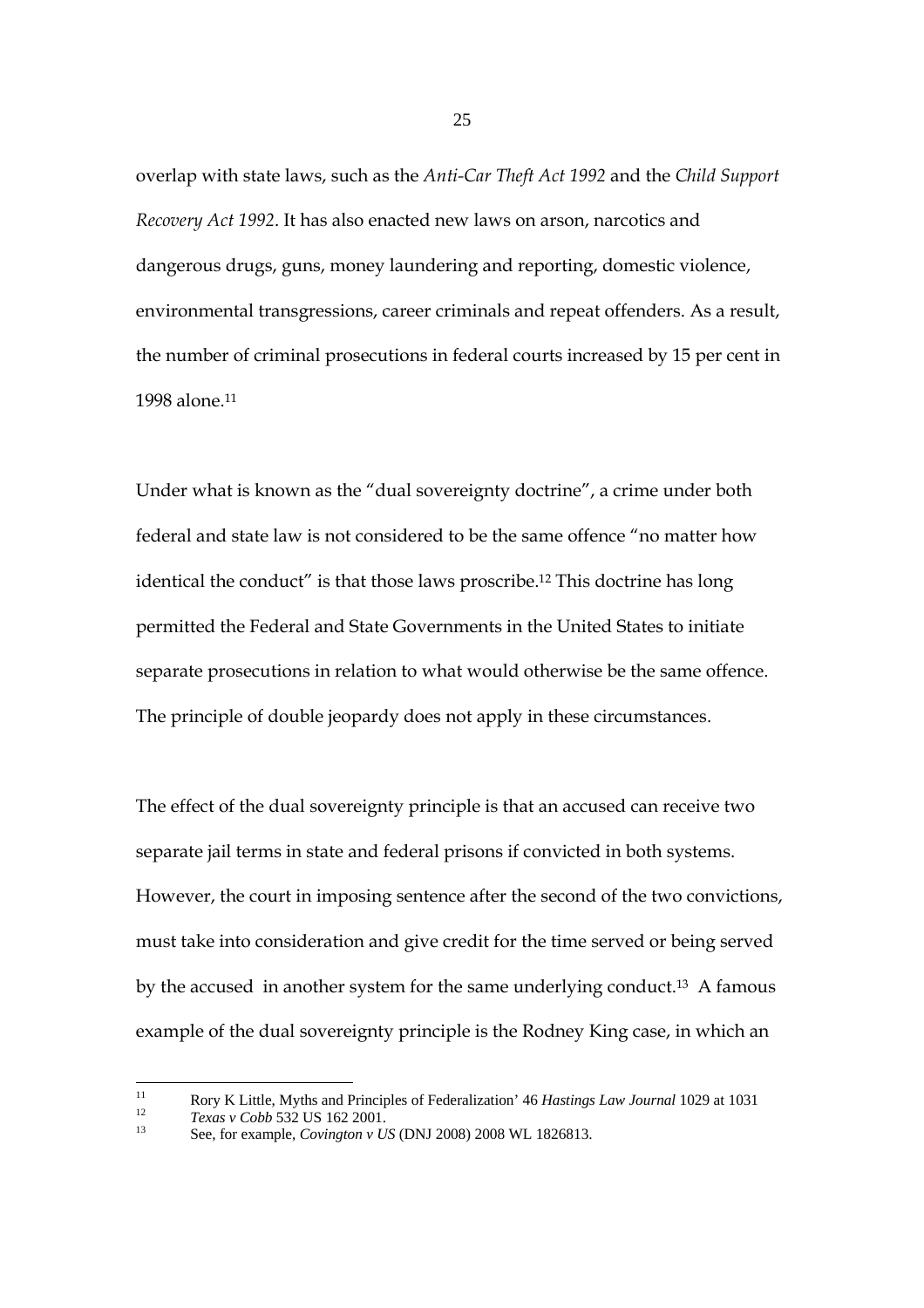overlap with state laws, such as the *Anti-Car Theft Act 1992* and the *Child Support Recovery Act 1992*. It has also enacted new laws on arson, narcotics and dangerous drugs, guns, money laundering and reporting, domestic violence, environmental transgressions, career criminals and repeat offenders. As a result, the number of criminal prosecutions in federal courts increased by 15 per cent in 1998 alone.[11]

Under what is known as the "dual sovereignty doctrine", a crime under both federal and state law is not considered to be the same offence "no matter how identical the conduct" is that those laws proscribe.[12] This doctrine has long permitted the Federal and State Governments in the United States to initiate separate prosecutions in relation to what would otherwise be the same offence. The principle of double jeopardy does not apply in these circumstances.

The effect of the dual sovereignty principle is that an accused can receive two separate jail terms in state and federal prisons if convicted in both systems. However, the court in imposing sentence after the second of the two convictions, must take into consideration and give credit for the time served or being served by the accused in another system for the same underlying conduct.[13] A famous example of the dual sovereignty principle is the Rodney King case, in which an

---

[11] Rory K Little, Myths and Principles of Federalization' 46 *Hastings Law Journal* 1029 at 1031

[12] *Texas v Cobb* 532 US 162 2001.

[13] See, for example, *Covington v US* (DNJ 2008) 2008 WL 1826813.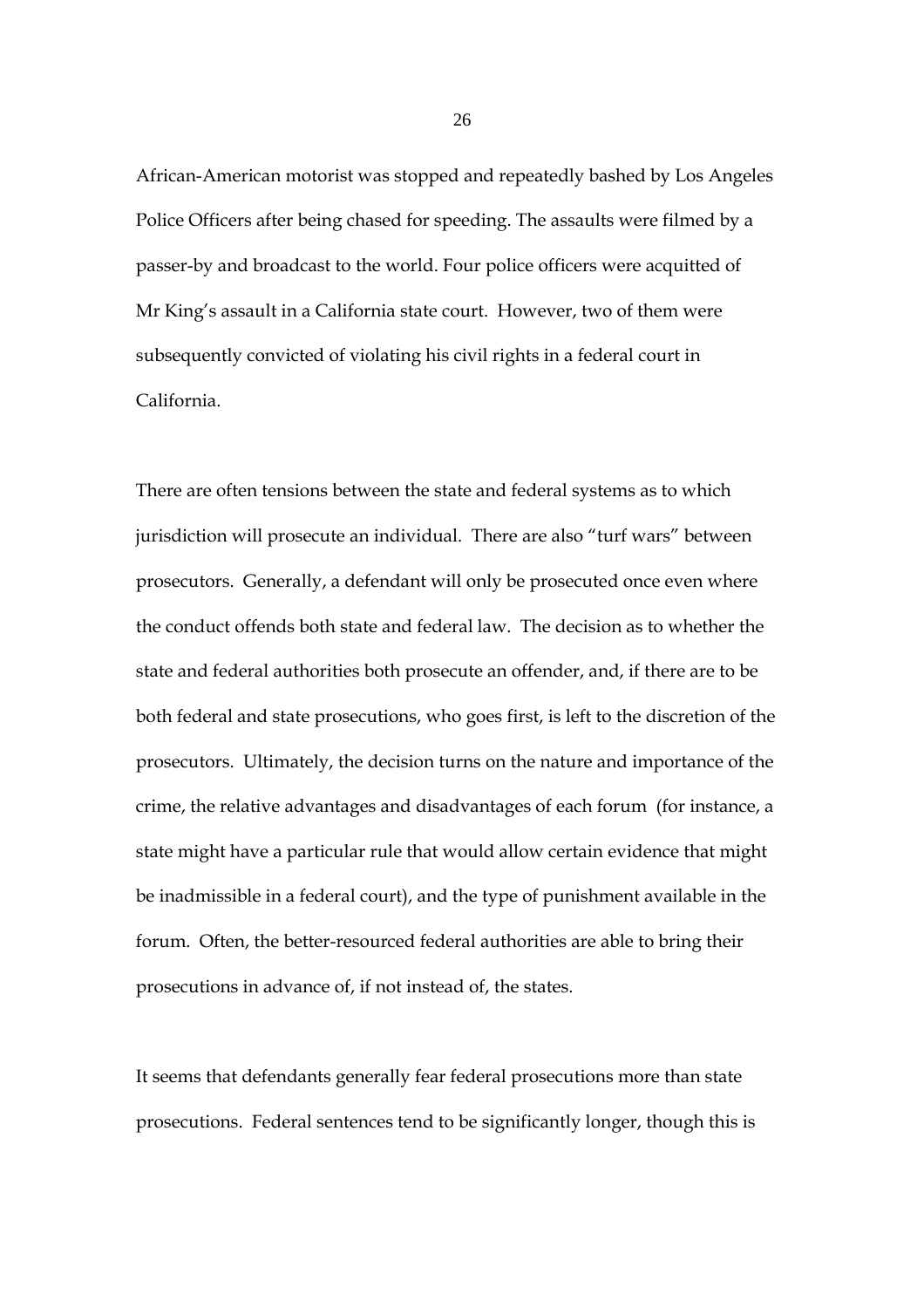African-American motorist was stopped and repeatedly bashed by Los Angeles Police Officers after being chased for speeding. The assaults were filmed by a passer-by and broadcast to the world. Four police officers were acquitted of Mr King's assault in a California state court. However, two of them were subsequently convicted of violating his civil rights in a federal court in California.

There are often tensions between the state and federal systems as to which jurisdiction will prosecute an individual. There are also "turf wars" between prosecutors. Generally, a defendant will only be prosecuted once even where the conduct offends both state and federal law. The decision as to whether the state and federal authorities both prosecute an offender, and, if there are to be both federal and state prosecutions, who goes first, is left to the discretion of the prosecutors. Ultimately, the decision turns on the nature and importance of the crime, the relative advantages and disadvantages of each forum (for instance, a state might have a particular rule that would allow certain evidence that might be inadmissible in a federal court), and the type of punishment available in the forum. Often, the better-resourced federal authorities are able to bring their prosecutions in advance of, if not instead of, the states.

It seems that defendants generally fear federal prosecutions more than state prosecutions. Federal sentences tend to be significantly longer, though this is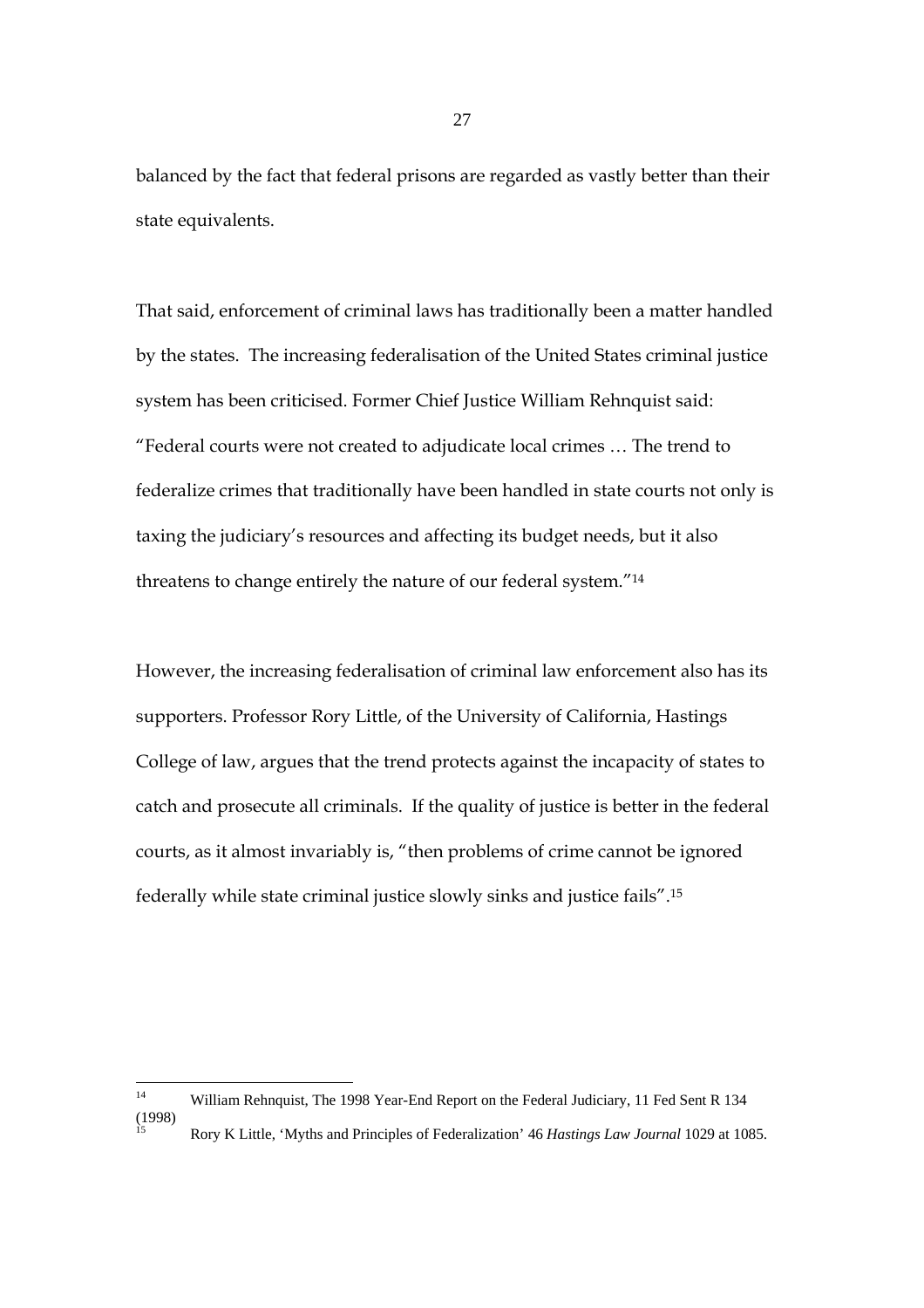balanced by the fact that federal prisons are regarded as vastly better than their state equivalents.

That said, enforcement of criminal laws has traditionally been a matter handled by the states. The increasing federalisation of the United States criminal justice system has been criticised. Former Chief Justice William Rehnquist said: "Federal courts were not created to adjudicate local crimes … The trend to federalize crimes that traditionally have been handled in state courts not only is taxing the judiciary's resources and affecting its budget needs, but it also threatens to change entirely the nature of our federal system."[14]

However, the increasing federalisation of criminal law enforcement also has its supporters. Professor Rory Little, of the University of California, Hastings College of law, argues that the trend protects against the incapacity of states to catch and prosecute all criminals. If the quality of justice is better in the federal courts, as it almost invariably is, "then problems of crime cannot be ignored federally while state criminal justice slowly sinks and justice fails".[15]

---

[14] William Rehnquist, The 1998 Year-End Report on the Federal Judiciary, 11 Fed Sent R 134 (1998)

[15] Rory K Little, 'Myths and Principles of Federalization' 46 *Hastings Law Journal* 1029 at 1085.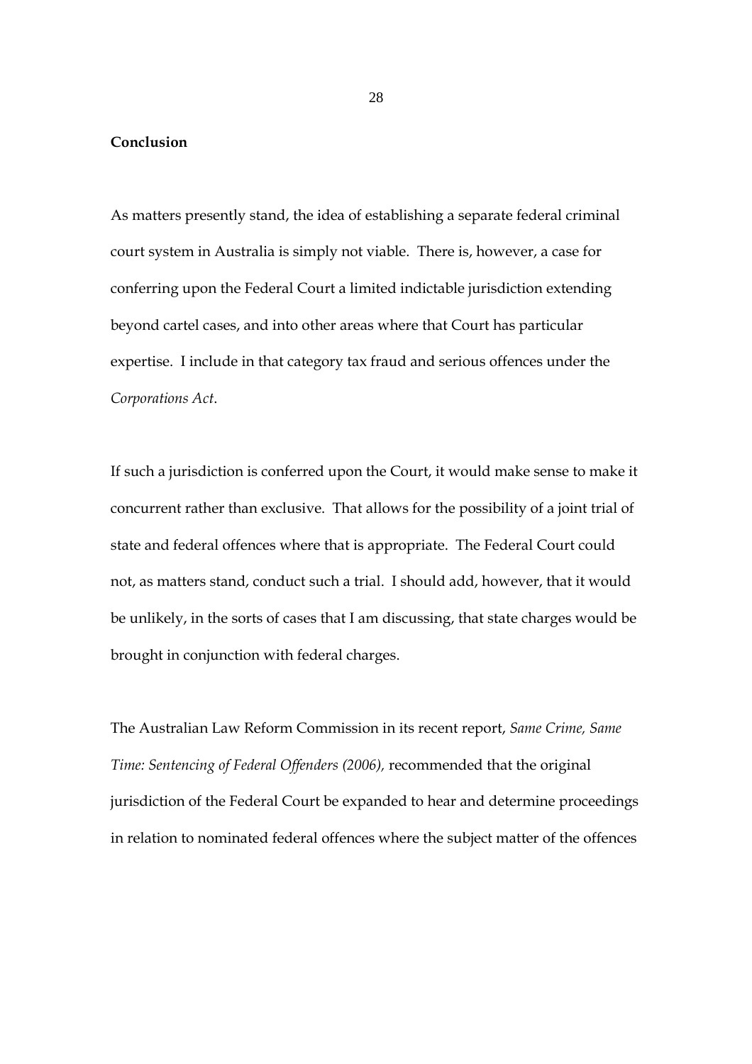**Conclusion**

As matters presently stand, the idea of establishing a separate federal criminal court system in Australia is simply not viable. There is, however, a case for conferring upon the Federal Court a limited indictable jurisdiction extending beyond cartel cases, and into other areas where that Court has particular expertise. I include in that category tax fraud and serious offences under the *Corporations Act*.

If such a jurisdiction is conferred upon the Court, it would make sense to make it concurrent rather than exclusive. That allows for the possibility of a joint trial of state and federal offences where that is appropriate. The Federal Court could not, as matters stand, conduct such a trial. I should add, however, that it would be unlikely, in the sorts of cases that I am discussing, that state charges would be brought in conjunction with federal charges.

The Australian Law Reform Commission in its recent report, *Same Crime, Same Time: Sentencing of Federal Offenders (2006),* recommended that the original jurisdiction of the Federal Court be expanded to hear and determine proceedings in relation to nominated federal offences where the subject matter of the offences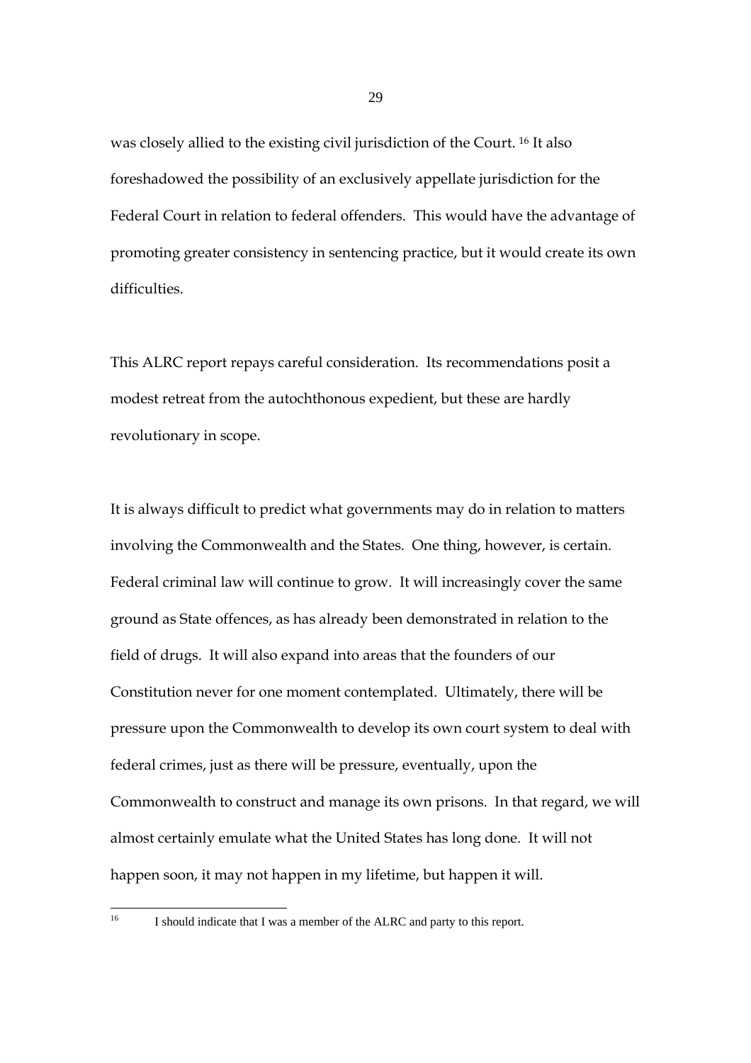was closely allied to the existing civil jurisdiction of the Court. [16] It also foreshadowed the possibility of an exclusively appellate jurisdiction for the Federal Court in relation to federal offenders. This would have the advantage of promoting greater consistency in sentencing practice, but it would create its own difficulties.

This ALRC report repays careful consideration. Its recommendations posit a modest retreat from the autochthonous expedient, but these are hardly revolutionary in scope.

It is always difficult to predict what governments may do in relation to matters involving the Commonwealth and the States. One thing, however, is certain. Federal criminal law will continue to grow. It will increasingly cover the same ground as State offences, as has already been demonstrated in relation to the field of drugs. It will also expand into areas that the founders of our Constitution never for one moment contemplated. Ultimately, there will be pressure upon the Commonwealth to develop its own court system to deal with federal crimes, just as there will be pressure, eventually, upon the Commonwealth to construct and manage its own prisons. In that regard, we will almost certainly emulate what the United States has long done. It will not happen soon, it may not happen in my lifetime, but happen it will.

---

[16] I should indicate that I was a member of the ALRC and party to this report.